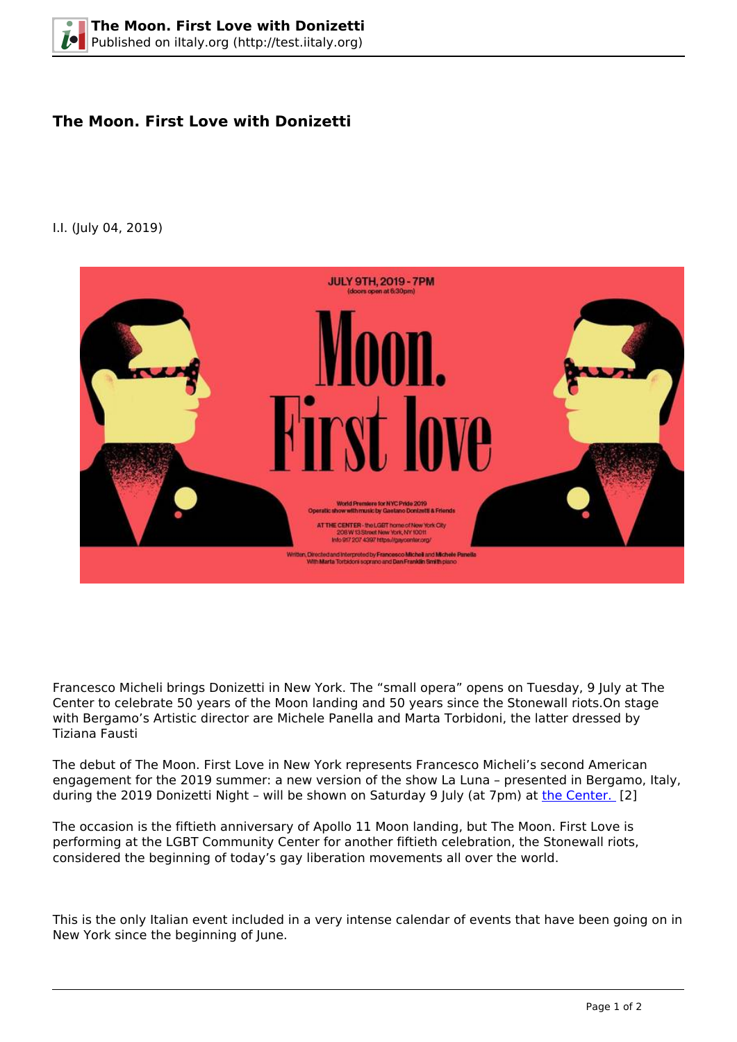# The Moon. First Love with Donizetti

I.I. (July 04, 2019)

Francesco Micheli brings Donizetti in New York. The "small opera" opens on Tuesday, 9 July at The Center to celebrate 50 years of the Moon landing and 50 years since the Stonewall riots.On stage with Bergamo's Artistic director are Michele Panella and Marta Torbidoni, the latter dressed by Tiziana Fausti

The debut of The Moon. First Love in New York represents Francesco Micheli's second American engagement for the 2019 summer: a new version of the show La Luna – presented in Bergamo, Italy, during the 2019 Donizetti Night – will be shown on Saturday 9 July (at 7pm) at the Center. [2]

The occasion is the fiftieth anniversary of Apollo 11 Moon landing, but The Moon. First Love is performing at the LGBT Community Center for another fiftieth celebration, the Stonewall riots, considered the beginning of today's gay liberation movements all over the world.

This is the only Italian event included in a very intense calendar of events that have been going on in New York since the beginning of June.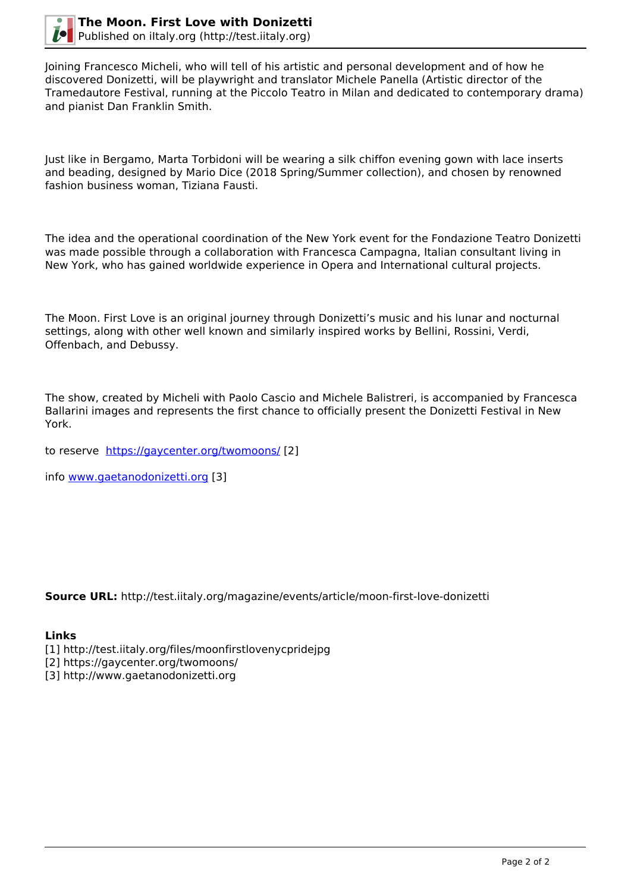Joining Francesco Micheli, who will tell of his artistic and personal development and of how he discovered Donizetti, will be playwright and translator Michele Panella (Artistic director of the Tramedautore Festival, running at the Piccolo Teatro in Milan and dedicated to contemporary drama) and pianist Dan Franklin Smith.

Just like in Bergamo, Marta Torbidoni will be wearing a silk chiffon evening gown with lace inserts and beading, designed by Mario Dice (2018 Spring/Summer collection), and chosen by renowned fashion business woman, Tiziana Fausti.

The idea and the operational coordination of the New York event for the Fondazione Teatro Donizetti was made possible through a collaboration with Francesca Campagna, Italian consultant living in New York, who has gained worldwide experience in Opera and International cultural projects.

The Moon. First Love is an original journey through Donizetti's music and his lunar and nocturnal settings, along with other well known and similarly inspired works by Bellini, Rossini, Verdi, Offenbach, and Debussy.

The show, created by Micheli with Paolo Cascio and Michele Balistreri, is accompanied by Francesca Ballarini images and represents the first chance to officially present the Donizetti Festival in New York.

to reserve [https://gaycenter.org/twomoons/](https://gaycenter.org/twomoons/) [2]

info [www.gaetanodonizetti.org](http://www.gaetanodonizetti.org) [3]

**Source URL:** http://test.iitaly.org/magazine/events/article/moon-first-love-donizetti

**Links**
[1] http://test.iitaly.org/files/moonfirstlovenycpridejpg
[2] https://gaycenter.org/twomoons/
[3] http://www.gaetanodonizetti.org